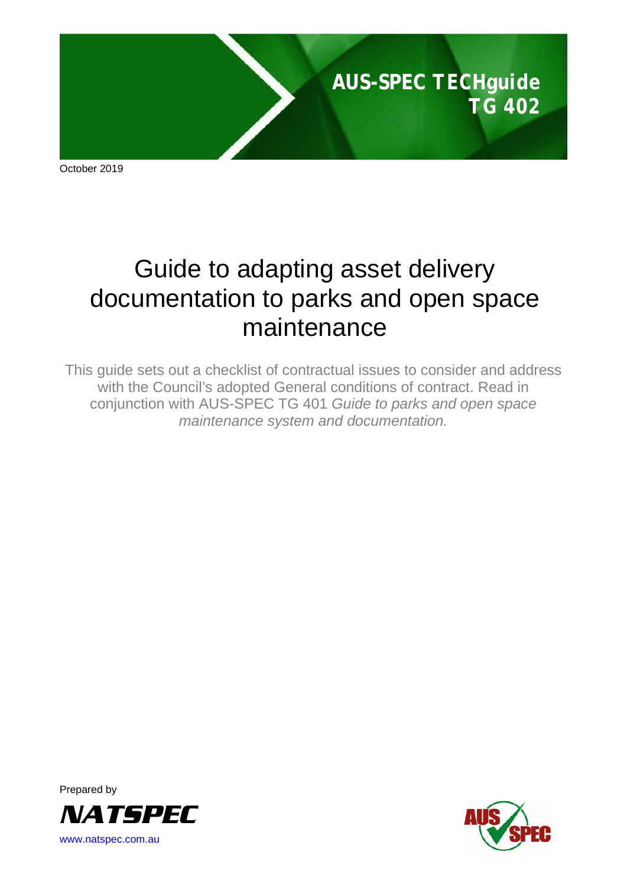**AUS-SPEC TECHguide**
**TG 402**

October 2019

# Guide to adapting asset delivery documentation to parks and open space maintenance

This guide sets out a checklist of contractual issues to consider and address with the Council's adopted General conditions of contract. Read in conjunction with AUS-SPEC TG 401 *Guide to parks and open space maintenance system and documentation.*

Prepared by

NATSPEC

www.natspec.com.au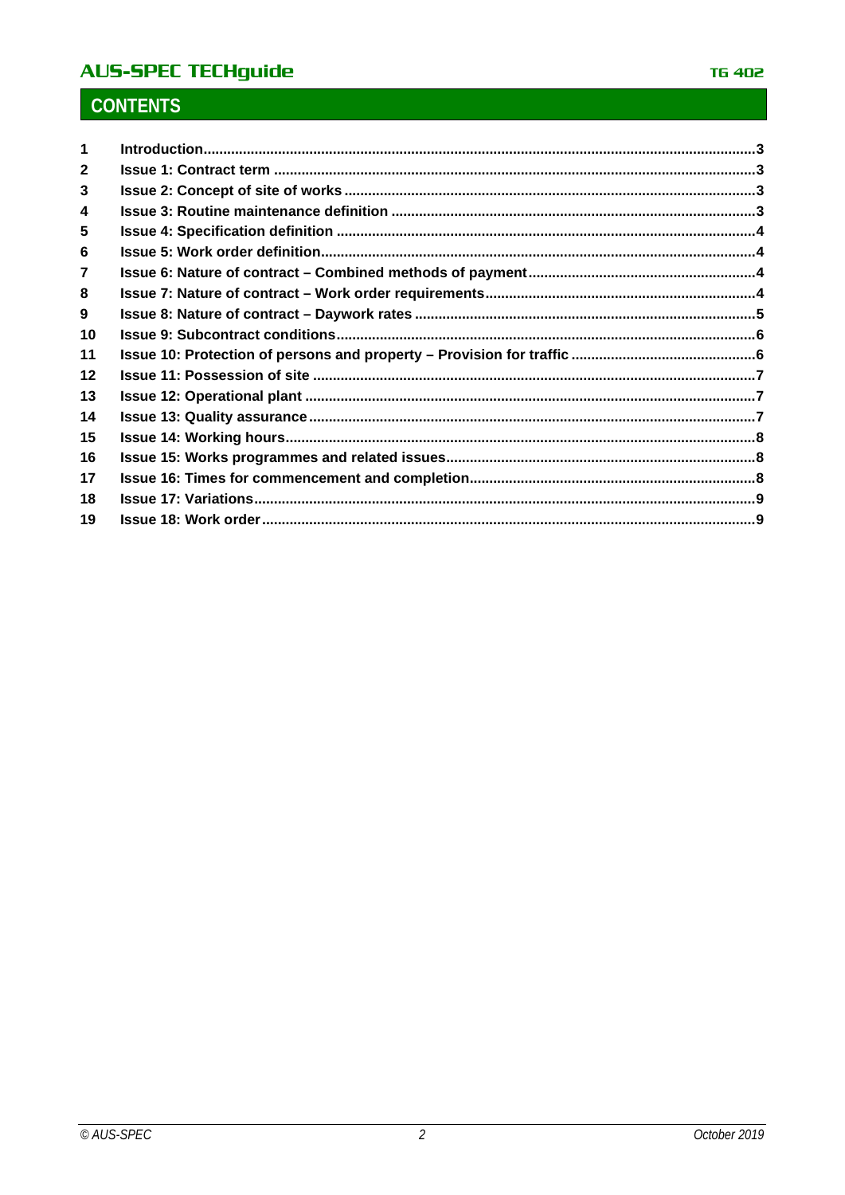# CONTENTS

| | | |
|---|---|---|
| **1** | **Introduction** | **3** |
| **2** | **Issue 1: Contract term** | **3** |
| **3** | **Issue 2: Concept of site of works** | **3** |
| **4** | **Issue 3: Routine maintenance definition** | **3** |
| **5** | **Issue 4: Specification definition** | **4** |
| **6** | **Issue 5: Work order definition** | **4** |
| **7** | **Issue 6: Nature of contract – Combined methods of payment** | **4** |
| **8** | **Issue 7: Nature of contract – Work order requirements** | **4** |
| **9** | **Issue 8: Nature of contract – Daywork rates** | **5** |
| **10** | **Issue 9: Subcontract conditions** | **6** |
| **11** | **Issue 10: Protection of persons and property – Provision for traffic** | **6** |
| **12** | **Issue 11: Possession of site** | **7** |
| **13** | **Issue 12: Operational plant** | **7** |
| **14** | **Issue 13: Quality assurance** | **7** |
| **15** | **Issue 14: Working hours** | **8** |
| **16** | **Issue 15: Works programmes and related issues** | **8** |
| **17** | **Issue 16: Times for commencement and completion** | **8** |
| **18** | **Issue 17: Variations** | **9** |
| **19** | **Issue 18: Work order** | **9** |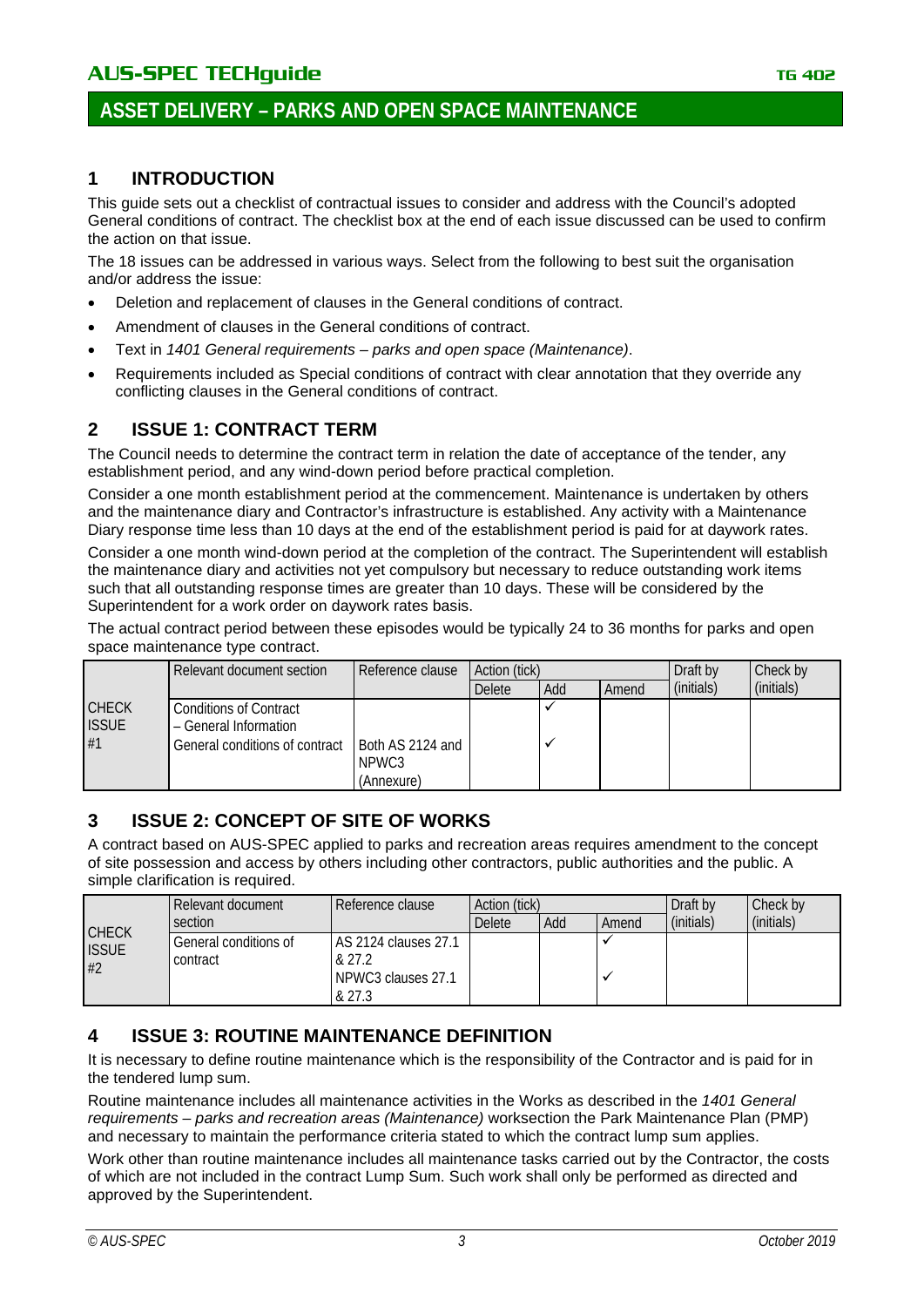# ASSET DELIVERY – PARKS AND OPEN SPACE MAINTENANCE

## 1 INTRODUCTION

This guide sets out a checklist of contractual issues to consider and address with the Council's adopted General conditions of contract. The checklist box at the end of each issue discussed can be used to confirm the action on that issue.

The 18 issues can be addressed in various ways. Select from the following to best suit the organisation and/or address the issue:

- Deletion and replacement of clauses in the General conditions of contract.
- Amendment of clauses in the General conditions of contract.
- Text in *1401 General requirements – parks and open space (Maintenance)*.
- Requirements included as Special conditions of contract with clear annotation that they override any conflicting clauses in the General conditions of contract.

## 2 ISSUE 1: CONTRACT TERM

The Council needs to determine the contract term in relation the date of acceptance of the tender, any establishment period, and any wind-down period before practical completion.

Consider a one month establishment period at the commencement. Maintenance is undertaken by others and the maintenance diary and Contractor's infrastructure is established. Any activity with a Maintenance Diary response time less than 10 days at the end of the establishment period is paid for at daywork rates.

Consider a one month wind-down period at the completion of the contract. The Superintendent will establish the maintenance diary and activities not yet compulsory but necessary to reduce outstanding work items such that all outstanding response times are greater than 10 days. These will be considered by the Superintendent for a work order on daywork rates basis.

The actual contract period between these episodes would be typically 24 to 36 months for parks and open space maintenance type contract.

| | Relevant document section | Reference clause | Action (tick) | | | Draft by (initials) | Check by (initials) |
|---|---|---|---|---|---|---|---|
| | | | Delete | Add | Amend | | |
| CHECK ISSUE #1 | Conditions of Contract – General Information | | | ✓ | | | |
| | General conditions of contract | Both AS 2124 and NPWC3 (Annexure) | | ✓ | | | |

## 3 ISSUE 2: CONCEPT OF SITE OF WORKS

A contract based on AUS-SPEC applied to parks and recreation areas requires amendment to the concept of site possession and access by others including other contractors, public authorities and the public. A simple clarification is required.

| | Relevant document section | Reference clause | Action (tick) | | | Draft by (initials) | Check by (initials) |
|---|---|---|---|---|---|---|---|
| | | | Delete | Add | Amend | | |
| CHECK ISSUE #2 | General conditions of contract | AS 2124 clauses 27.1 & 27.2 | | | ✓ | | |
| | | NPWC3 clauses 27.1 & 27.3 | | | ✓ | | |

## 4 ISSUE 3: ROUTINE MAINTENANCE DEFINITION

It is necessary to define routine maintenance which is the responsibility of the Contractor and is paid for in the tendered lump sum.

Routine maintenance includes all maintenance activities in the Works as described in the *1401 General requirements – parks and recreation areas (Maintenance)* worksection the Park Maintenance Plan (PMP) and necessary to maintain the performance criteria stated to which the contract lump sum applies.

Work other than routine maintenance includes all maintenance tasks carried out by the Contractor, the costs of which are not included in the contract Lump Sum. Such work shall only be performed as directed and approved by the Superintendent.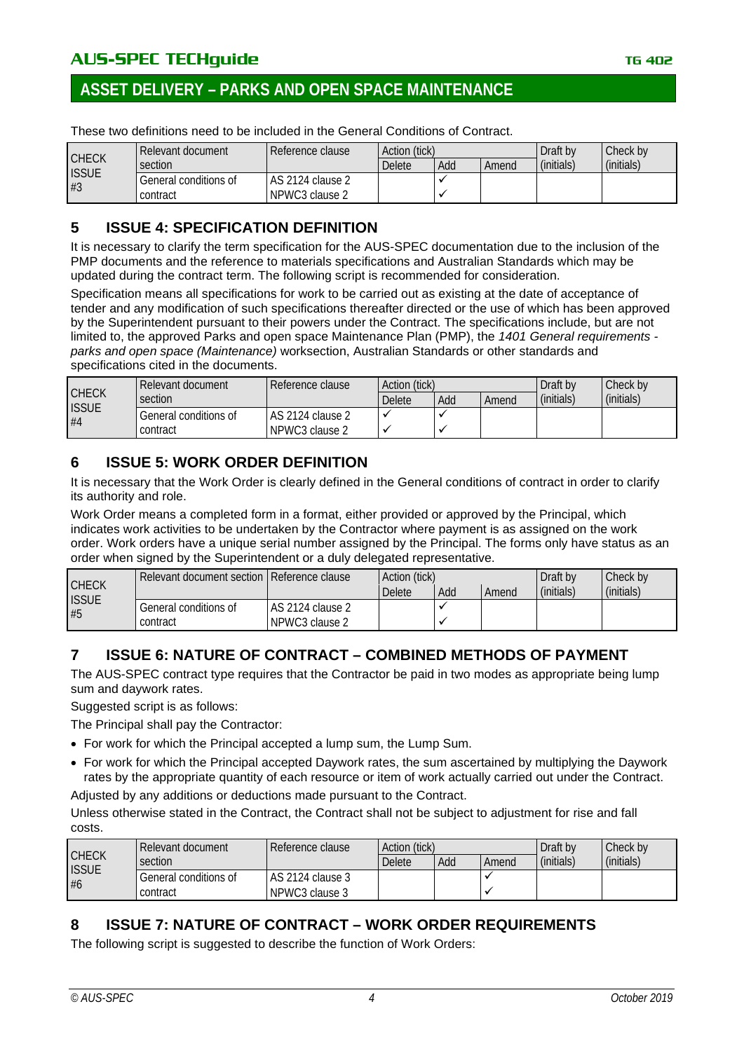These two definitions need to be included in the General Conditions of Contract.

| CHECK ISSUE #3 | Relevant document section | Reference clause | Action (tick) | | | Draft by (initials) | Check by (initials) |
|---|---|---|---|---|---|---|---|
| | | | Delete | Add | Amend | | |
| | General conditions of contract | AS 2124 clause 2<br>NPWC3 clause 2 | | ✓<br>✓ | | | |

## 5 ISSUE 4: SPECIFICATION DEFINITION

It is necessary to clarify the term specification for the AUS-SPEC documentation due to the inclusion of the PMP documents and the reference to materials specifications and Australian Standards which may be updated during the contract term. The following script is recommended for consideration.

Specification means all specifications for work to be carried out as existing at the date of acceptance of tender and any modification of such specifications thereafter directed or the use of which has been approved by the Superintendent pursuant to their powers under the Contract. The specifications include, but are not limited to, the approved Parks and open space Maintenance Plan (PMP), the *1401 General requirements - parks and open space (Maintenance)* worksection, Australian Standards or other standards and specifications cited in the documents.

| CHECK ISSUE #4 | Relevant document section | Reference clause | Action (tick) | | | Draft by (initials) | Check by (initials) |
|---|---|---|---|---|---|---|---|
| | | | Delete | Add | Amend | | |
| | General conditions of contract | AS 2124 clause 2<br>NPWC3 clause 2 | ✓<br>✓ | ✓<br>✓ | | | |

## 6 ISSUE 5: WORK ORDER DEFINITION

It is necessary that the Work Order is clearly defined in the General conditions of contract in order to clarify its authority and role.

Work Order means a completed form in a format, either provided or approved by the Principal, which indicates work activities to be undertaken by the Contractor where payment is as assigned on the work order. Work orders have a unique serial number assigned by the Principal. The forms only have status as an order when signed by the Superintendent or a duly delegated representative.

| CHECK ISSUE #5 | Relevant document section | Reference clause | Action (tick) | | | Draft by (initials) | Check by (initials) |
|---|---|---|---|---|---|---|---|
| | | | Delete | Add | Amend | | |
| | General conditions of contract | AS 2124 clause 2<br>NPWC3 clause 2 | | ✓<br>✓ | | | |

## 7 ISSUE 6: NATURE OF CONTRACT – COMBINED METHODS OF PAYMENT

The AUS-SPEC contract type requires that the Contractor be paid in two modes as appropriate being lump sum and daywork rates.

Suggested script is as follows:

The Principal shall pay the Contractor:

- For work for which the Principal accepted a lump sum, the Lump Sum.
- For work for which the Principal accepted Daywork rates, the sum ascertained by multiplying the Daywork rates by the appropriate quantity of each resource or item of work actually carried out under the Contract.

Adjusted by any additions or deductions made pursuant to the Contract.

Unless otherwise stated in the Contract, the Contract shall not be subject to adjustment for rise and fall costs.

| CHECK ISSUE #6 | Relevant document section | Reference clause | Action (tick) | | | Draft by (initials) | Check by (initials) |
|---|---|---|---|---|---|---|---|
| | | | Delete | Add | Amend | | |
| | General conditions of contract | AS 2124 clause 3<br>NPWC3 clause 3 | | | ✓<br>✓ | | |

## 8 ISSUE 7: NATURE OF CONTRACT – WORK ORDER REQUIREMENTS

The following script is suggested to describe the function of Work Orders: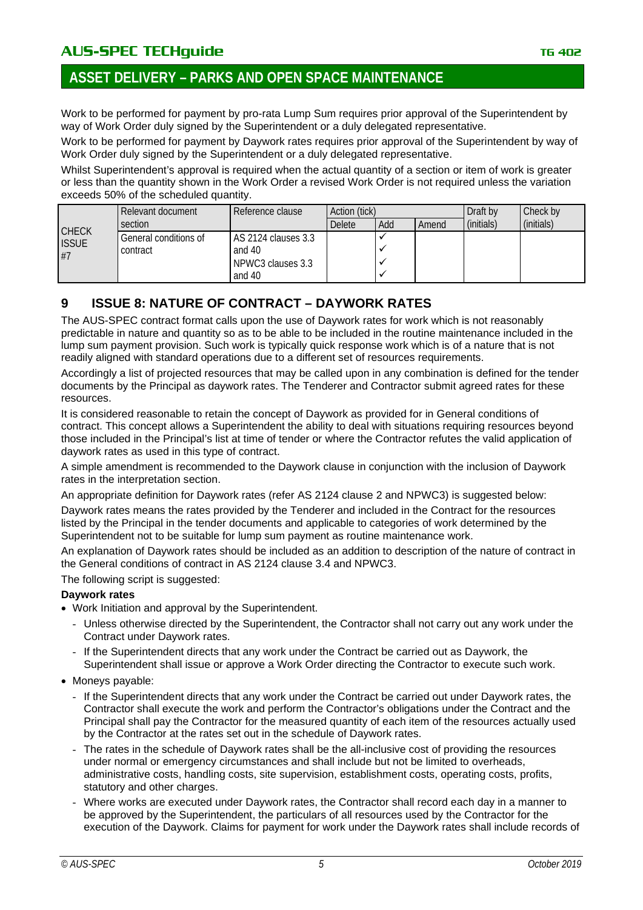Work to be performed for payment by pro-rata Lump Sum requires prior approval of the Superintendent by way of Work Order duly signed by the Superintendent or a duly delegated representative.

Work to be performed for payment by Daywork rates requires prior approval of the Superintendent by way of Work Order duly signed by the Superintendent or a duly delegated representative.

Whilst Superintendent's approval is required when the actual quantity of a section or item of work is greater or less than the quantity shown in the Work Order a revised Work Order is not required unless the variation exceeds 50% of the scheduled quantity.

| CHECK ISSUE #7 | Relevant document section | Reference clause | Action (tick) | | | Draft by (initials) | Check by (initials) |
|---|---|---|---|---|---|---|---|
| | | | Delete | Add | Amend | | |
| | General conditions of contract | AS 2124 clauses 3.3 and 40<br>NPWC3 clauses 3.3 and 40 | | ✓<br>✓<br>✓<br>✓ | | | |

## 9 ISSUE 8: NATURE OF CONTRACT – DAYWORK RATES

The AUS-SPEC contract format calls upon the use of Daywork rates for work which is not reasonably predictable in nature and quantity so as to be able to be included in the routine maintenance included in the lump sum payment provision. Such work is typically quick response work which is of a nature that is not readily aligned with standard operations due to a different set of resources requirements.

Accordingly a list of projected resources that may be called upon in any combination is defined for the tender documents by the Principal as daywork rates. The Tenderer and Contractor submit agreed rates for these resources.

It is considered reasonable to retain the concept of Daywork as provided for in General conditions of contract. This concept allows a Superintendent the ability to deal with situations requiring resources beyond those included in the Principal's list at time of tender or where the Contractor refutes the valid application of daywork rates as used in this type of contract.

A simple amendment is recommended to the Daywork clause in conjunction with the inclusion of Daywork rates in the interpretation section.

An appropriate definition for Daywork rates (refer AS 2124 clause 2 and NPWC3) is suggested below:

Daywork rates means the rates provided by the Tenderer and included in the Contract for the resources listed by the Principal in the tender documents and applicable to categories of work determined by the Superintendent not to be suitable for lump sum payment as routine maintenance work.

An explanation of Daywork rates should be included as an addition to description of the nature of contract in the General conditions of contract in AS 2124 clause 3.4 and NPWC3.

The following script is suggested:

**Daywork rates**

- Work Initiation and approval by the Superintendent.
  - Unless otherwise directed by the Superintendent, the Contractor shall not carry out any work under the Contract under Daywork rates.
  - If the Superintendent directs that any work under the Contract be carried out as Daywork, the Superintendent shall issue or approve a Work Order directing the Contractor to execute such work.
- Moneys payable:
  - If the Superintendent directs that any work under the Contract be carried out under Daywork rates, the Contractor shall execute the work and perform the Contractor's obligations under the Contract and the Principal shall pay the Contractor for the measured quantity of each item of the resources actually used by the Contractor at the rates set out in the schedule of Daywork rates.
  - The rates in the schedule of Daywork rates shall be the all-inclusive cost of providing the resources under normal or emergency circumstances and shall include but not be limited to overheads, administrative costs, handling costs, site supervision, establishment costs, operating costs, profits, statutory and other charges.
  - Where works are executed under Daywork rates, the Contractor shall record each day in a manner to be approved by the Superintendent, the particulars of all resources used by the Contractor for the execution of the Daywork. Claims for payment for work under the Daywork rates shall include records of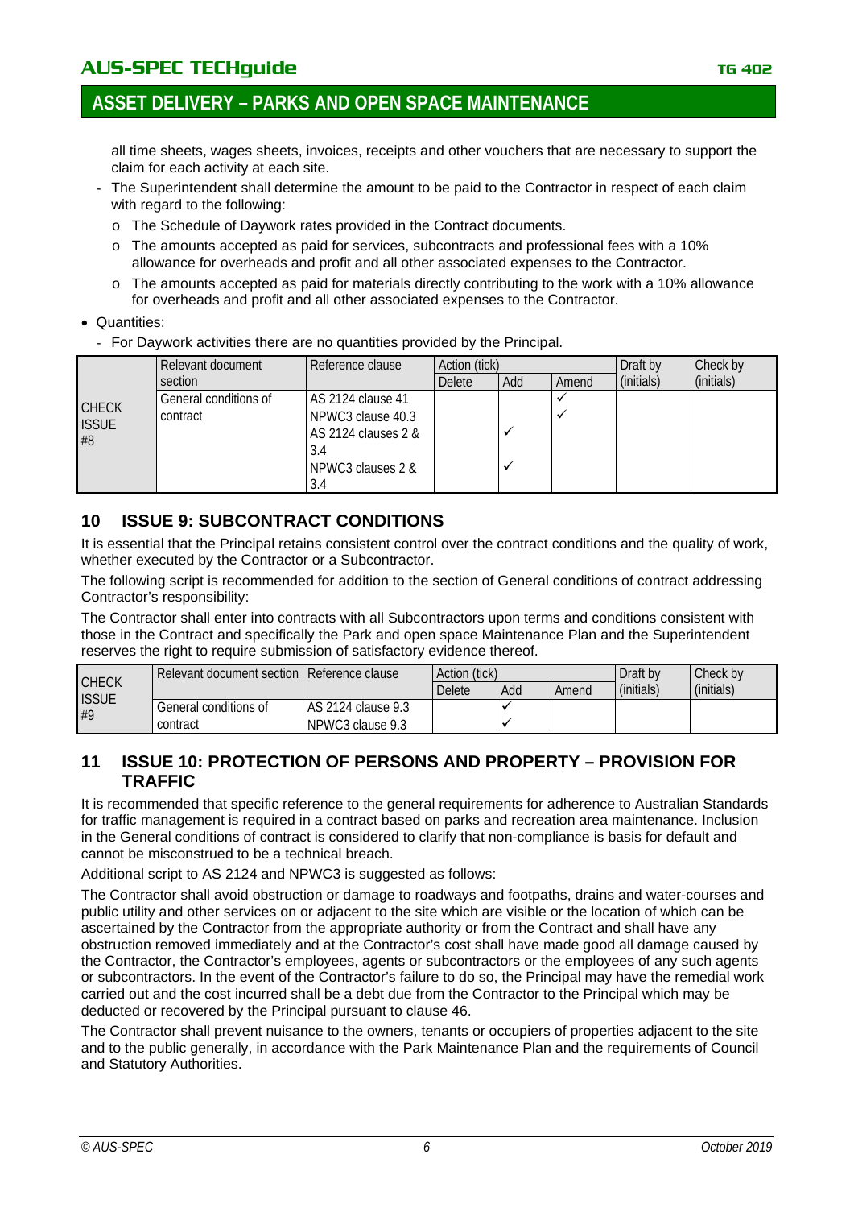all time sheets, wages sheets, invoices, receipts and other vouchers that are necessary to support the claim for each activity at each site.

- The Superintendent shall determine the amount to be paid to the Contractor in respect of each claim with regard to the following:
  - The Schedule of Daywork rates provided in the Contract documents.
  - The amounts accepted as paid for services, subcontracts and professional fees with a 10% allowance for overheads and profit and all other associated expenses to the Contractor.
  - The amounts accepted as paid for materials directly contributing to the work with a 10% allowance for overheads and profit and all other associated expenses to the Contractor.

- Quantities:
  - For Daywork activities there are no quantities provided by the Principal.

| | Relevant document section | Reference clause | Action (tick) | | | Draft by (initials) | Check by (initials) |
|---|---|---|---|---|---|---|---|
| | | | Delete | Add | Amend | | |
| CHECK ISSUE #8 | General conditions of contract | AS 2124 clause 41 | | | ✓ | | |
| | | NPWC3 clause 40.3 | | | ✓ | | |
| | | AS 2124 clauses 2 & 3.4 | | ✓ | | | |
| | | NPWC3 clauses 2 & 3.4 | | ✓ | | | |

## 10 ISSUE 9: SUBCONTRACT CONDITIONS

It is essential that the Principal retains consistent control over the contract conditions and the quality of work, whether executed by the Contractor or a Subcontractor.

The following script is recommended for addition to the section of General conditions of contract addressing Contractor's responsibility:

The Contractor shall enter into contracts with all Subcontractors upon terms and conditions consistent with those in the Contract and specifically the Park and open space Maintenance Plan and the Superintendent reserves the right to require submission of satisfactory evidence thereof.

| | Relevant document section | Reference clause | Action (tick) | | | Draft by (initials) | Check by (initials) |
|---|---|---|---|---|---|---|---|
| | | | Delete | Add | Amend | | |
| CHECK ISSUE #9 | General conditions of contract | AS 2124 clause 9.3 | | ✓ | | | |
| | | NPWC3 clause 9.3 | | ✓ | | | |

## 11 ISSUE 10: PROTECTION OF PERSONS AND PROPERTY – PROVISION FOR TRAFFIC

It is recommended that specific reference to the general requirements for adherence to Australian Standards for traffic management is required in a contract based on parks and recreation area maintenance. Inclusion in the General conditions of contract is considered to clarify that non-compliance is basis for default and cannot be misconstrued to be a technical breach.

Additional script to AS 2124 and NPWC3 is suggested as follows:

The Contractor shall avoid obstruction or damage to roadways and footpaths, drains and water-courses and public utility and other services on or adjacent to the site which are visible or the location of which can be ascertained by the Contractor from the appropriate authority or from the Contract and shall have any obstruction removed immediately and at the Contractor's cost shall have made good all damage caused by the Contractor, the Contractor's employees, agents or subcontractors or the employees of any such agents or subcontractors. In the event of the Contractor's failure to do so, the Principal may have the remedial work carried out and the cost incurred shall be a debt due from the Contractor to the Principal which may be deducted or recovered by the Principal pursuant to clause 46.

The Contractor shall prevent nuisance to the owners, tenants or occupiers of properties adjacent to the site and to the public generally, in accordance with the Park Maintenance Plan and the requirements of Council and Statutory Authorities.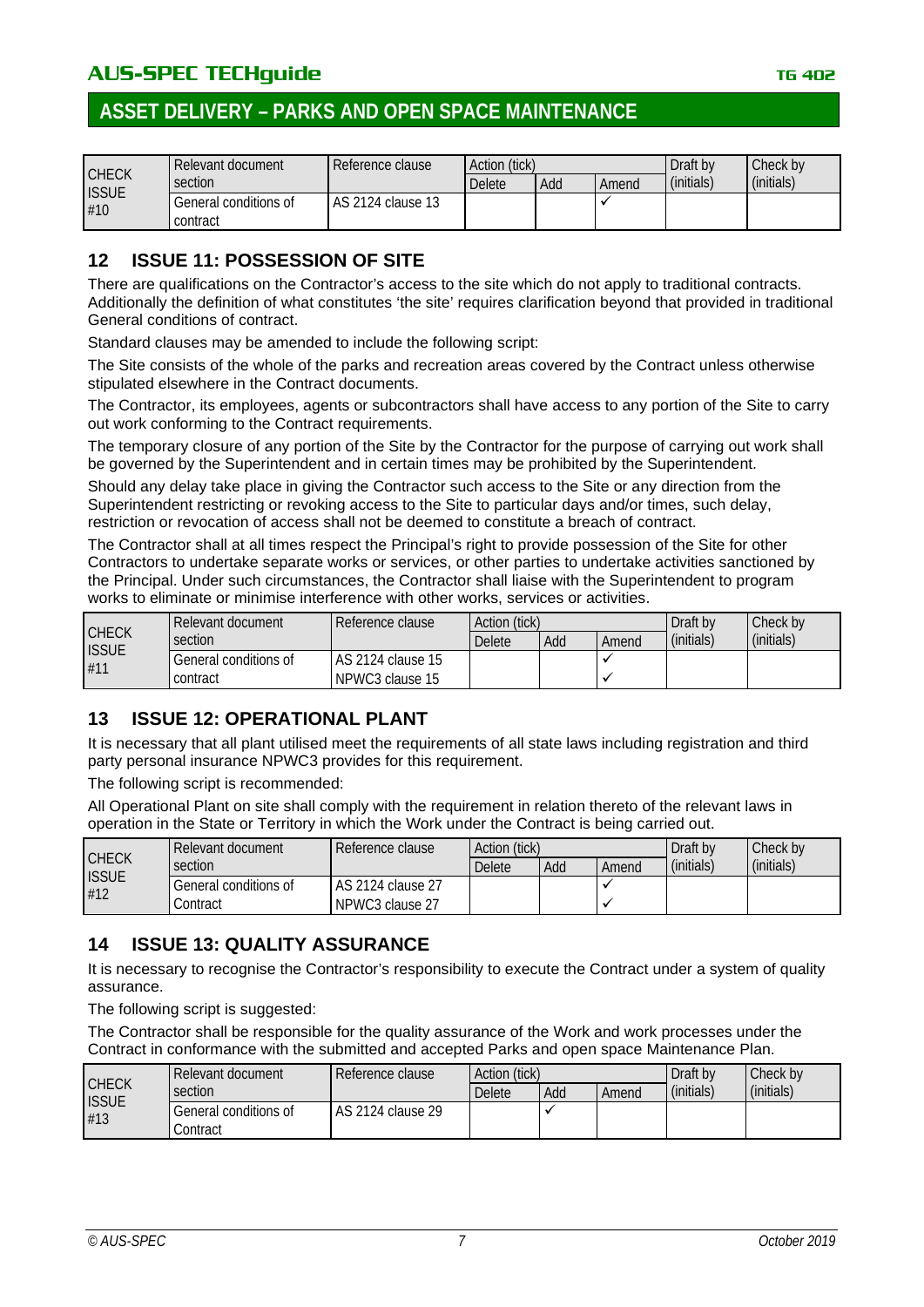| CHECK ISSUE #10 | Relevant document section | Reference clause | Action (tick) | | | Draft by (initials) | Check by (initials) |
|---|---|---|---|---|---|---|---|
| | | | Delete | Add | Amend | | |
| | General conditions of contract | AS 2124 clause 13 | | | ✓ | | |

## 12 ISSUE 11: POSSESSION OF SITE

There are qualifications on the Contractor's access to the site which do not apply to traditional contracts. Additionally the definition of what constitutes 'the site' requires clarification beyond that provided in traditional General conditions of contract.

Standard clauses may be amended to include the following script:

The Site consists of the whole of the parks and recreation areas covered by the Contract unless otherwise stipulated elsewhere in the Contract documents.

The Contractor, its employees, agents or subcontractors shall have access to any portion of the Site to carry out work conforming to the Contract requirements.

The temporary closure of any portion of the Site by the Contractor for the purpose of carrying out work shall be governed by the Superintendent and in certain times may be prohibited by the Superintendent.

Should any delay take place in giving the Contractor such access to the Site or any direction from the Superintendent restricting or revoking access to the Site to particular days and/or times, such delay, restriction or revocation of access shall not be deemed to constitute a breach of contract.

The Contractor shall at all times respect the Principal's right to provide possession of the Site for other Contractors to undertake separate works or services, or other parties to undertake activities sanctioned by the Principal. Under such circumstances, the Contractor shall liaise with the Superintendent to program works to eliminate or minimise interference with other works, services or activities.

| CHECK ISSUE #11 | Relevant document section | Reference clause | Action (tick) | | | Draft by (initials) | Check by (initials) |
|---|---|---|---|---|---|---|---|
| | | | Delete | Add | Amend | | |
| | General conditions of contract | AS 2124 clause 15 | | | ✓ | | |
| | | NPWC3 clause 15 | | | ✓ | | |

## 13 ISSUE 12: OPERATIONAL PLANT

It is necessary that all plant utilised meet the requirements of all state laws including registration and third party personal insurance NPWC3 provides for this requirement.

The following script is recommended:

All Operational Plant on site shall comply with the requirement in relation thereto of the relevant laws in operation in the State or Territory in which the Work under the Contract is being carried out.

| CHECK ISSUE #12 | Relevant document section | Reference clause | Action (tick) | | | Draft by (initials) | Check by (initials) |
|---|---|---|---|---|---|---|---|
| | | | Delete | Add | Amend | | |
| | General conditions of Contract | AS 2124 clause 27 | | | ✓ | | |
| | | NPWC3 clause 27 | | | ✓ | | |

## 14 ISSUE 13: QUALITY ASSURANCE

It is necessary to recognise the Contractor's responsibility to execute the Contract under a system of quality assurance.

The following script is suggested:

The Contractor shall be responsible for the quality assurance of the Work and work processes under the Contract in conformance with the submitted and accepted Parks and open space Maintenance Plan.

| CHECK ISSUE #13 | Relevant document section | Reference clause | Action (tick) | | | Draft by (initials) | Check by (initials) |
|---|---|---|---|---|---|---|---|
| | | | Delete | Add | Amend | | |
| | General conditions of Contract | AS 2124 clause 29 | | ✓ | | | |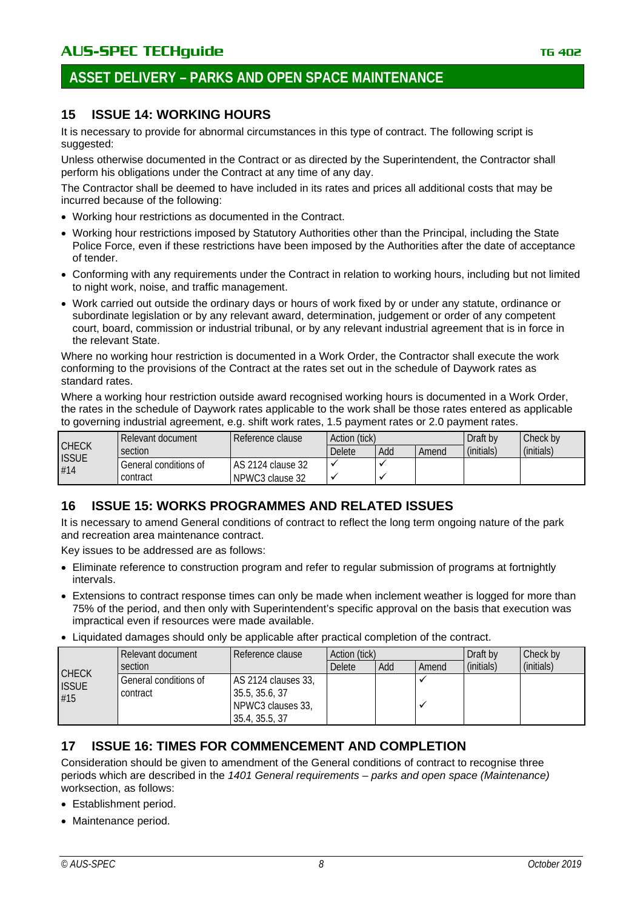## 15 ISSUE 14: WORKING HOURS

It is necessary to provide for abnormal circumstances in this type of contract. The following script is suggested:

Unless otherwise documented in the Contract or as directed by the Superintendent, the Contractor shall perform his obligations under the Contract at any time of any day.

The Contractor shall be deemed to have included in its rates and prices all additional costs that may be incurred because of the following:

- Working hour restrictions as documented in the Contract.
- Working hour restrictions imposed by Statutory Authorities other than the Principal, including the State Police Force, even if these restrictions have been imposed by the Authorities after the date of acceptance of tender.
- Conforming with any requirements under the Contract in relation to working hours, including but not limited to night work, noise, and traffic management.
- Work carried out outside the ordinary days or hours of work fixed by or under any statute, ordinance or subordinate legislation or by any relevant award, determination, judgement or order of any competent court, board, commission or industrial tribunal, or by any relevant industrial agreement that is in force in the relevant State.

Where no working hour restriction is documented in a Work Order, the Contractor shall execute the work conforming to the provisions of the Contract at the rates set out in the schedule of Daywork rates as standard rates.

Where a working hour restriction outside award recognised working hours is documented in a Work Order, the rates in the schedule of Daywork rates applicable to the work shall be those rates entered as applicable to governing industrial agreement, e.g. shift work rates, 1.5 payment rates or 2.0 payment rates.

| CHECK ISSUE #14 | Relevant document section | Reference clause | Action (tick) | | | Draft by (initials) | Check by (initials) |
|---|---|---|---|---|---|---|---|
| | | | Delete | Add | Amend | | |
| | General conditions of contract | AS 2124 clause 32 | ✓ | ✓ | | | |
| | | NPWC3 clause 32 | ✓ | ✓ | | | |

## 16 ISSUE 15: WORKS PROGRAMMES AND RELATED ISSUES

It is necessary to amend General conditions of contract to reflect the long term ongoing nature of the park and recreation area maintenance contract.

Key issues to be addressed are as follows:

- Eliminate reference to construction program and refer to regular submission of programs at fortnightly intervals.
- Extensions to contract response times can only be made when inclement weather is logged for more than 75% of the period, and then only with Superintendent's specific approval on the basis that execution was impractical even if resources were made available.
- Liquidated damages should only be applicable after practical completion of the contract.

| CHECK ISSUE #15 | Relevant document section | Reference clause | Action (tick) | | | Draft by (initials) | Check by (initials) |
|---|---|---|---|---|---|---|---|
| | | | Delete | Add | Amend | | |
| | General conditions of contract | AS 2124 clauses 33, 35.5, 35.6, 37 | | | ✓ | | |
| | | NPWC3 clauses 33, 35.4, 35.5, 37 | | | ✓ | | |

## 17 ISSUE 16: TIMES FOR COMMENCEMENT AND COMPLETION

Consideration should be given to amendment of the General conditions of contract to recognise three periods which are described in the *1401 General requirements – parks and open space (Maintenance)* worksection, as follows:

- Establishment period.
- Maintenance period.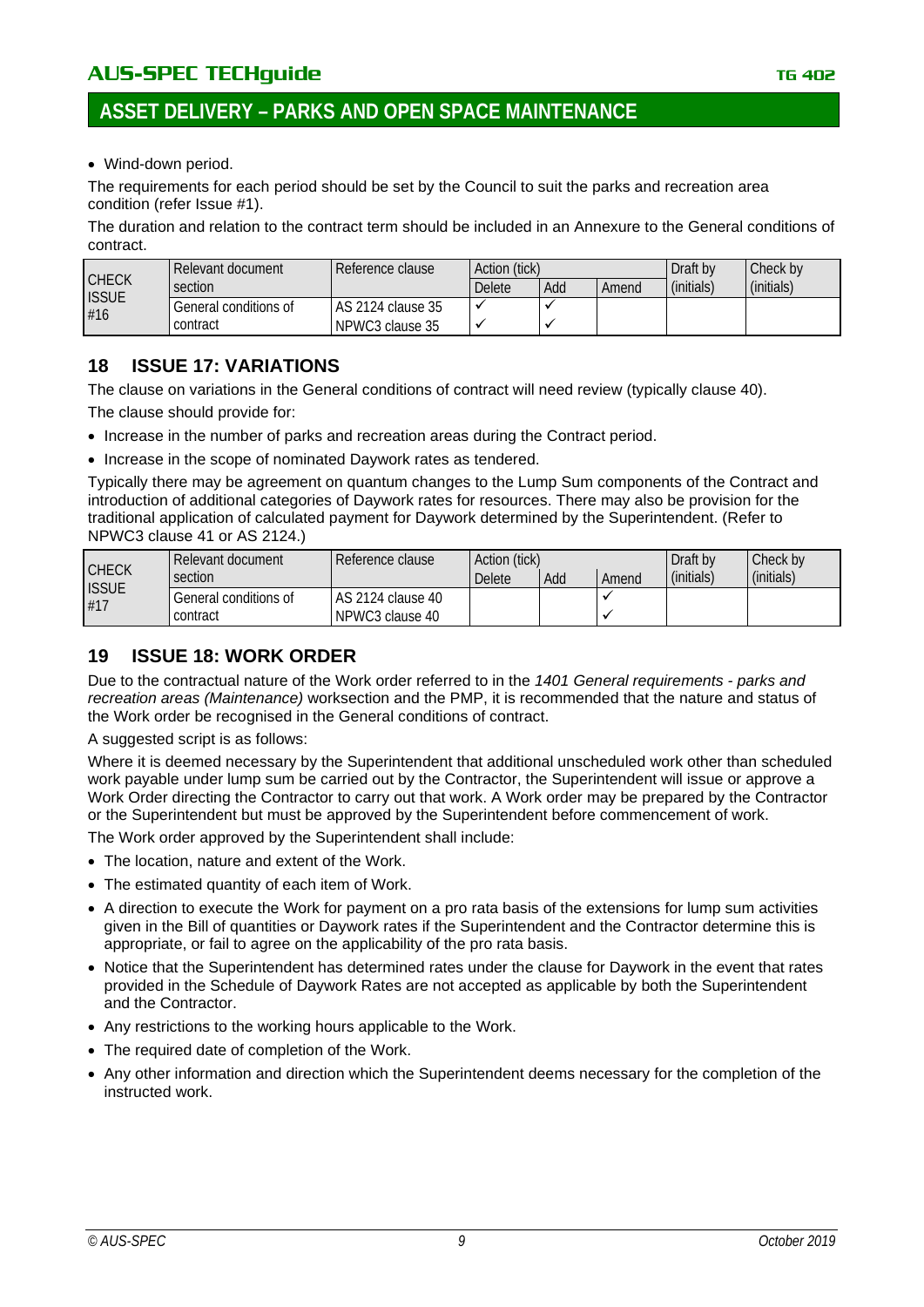- Wind-down period.

The requirements for each period should be set by the Council to suit the parks and recreation area condition (refer Issue #1).

The duration and relation to the contract term should be included in an Annexure to the General conditions of contract.

| CHECK ISSUE #16 | Relevant document section | Reference clause | Action (tick) | | | Draft by (initials) | Check by (initials) |
|---|---|---|---|---|---|---|---|
| | | | Delete | Add | Amend | | |
| | General conditions of contract | AS 2124 clause 35<br>NPWC3 clause 35 | ✓<br>✓ | ✓<br>✓ | | | |

## 18 ISSUE 17: VARIATIONS

The clause on variations in the General conditions of contract will need review (typically clause 40).

The clause should provide for:

- Increase in the number of parks and recreation areas during the Contract period.
- Increase in the scope of nominated Daywork rates as tendered.

Typically there may be agreement on quantum changes to the Lump Sum components of the Contract and introduction of additional categories of Daywork rates for resources. There may also be provision for the traditional application of calculated payment for Daywork determined by the Superintendent. (Refer to NPWC3 clause 41 or AS 2124.)

| CHECK ISSUE #17 | Relevant document section | Reference clause | Action (tick) | | | Draft by (initials) | Check by (initials) |
|---|---|---|---|---|---|---|---|
| | | | Delete | Add | Amend | | |
| | General conditions of contract | AS 2124 clause 40<br>NPWC3 clause 40 | | | ✓<br>✓ | | |

## 19 ISSUE 18: WORK ORDER

Due to the contractual nature of the Work order referred to in the *1401 General requirements - parks and recreation areas (Maintenance)* worksection and the PMP, it is recommended that the nature and status of the Work order be recognised in the General conditions of contract.

A suggested script is as follows:

Where it is deemed necessary by the Superintendent that additional unscheduled work other than scheduled work payable under lump sum be carried out by the Contractor, the Superintendent will issue or approve a Work Order directing the Contractor to carry out that work. A Work order may be prepared by the Contractor or the Superintendent but must be approved by the Superintendent before commencement of work.

The Work order approved by the Superintendent shall include:

- The location, nature and extent of the Work.
- The estimated quantity of each item of Work.
- A direction to execute the Work for payment on a pro rata basis of the extensions for lump sum activities given in the Bill of quantities or Daywork rates if the Superintendent and the Contractor determine this is appropriate, or fail to agree on the applicability of the pro rata basis.
- Notice that the Superintendent has determined rates under the clause for Daywork in the event that rates provided in the Schedule of Daywork Rates are not accepted as applicable by both the Superintendent and the Contractor.
- Any restrictions to the working hours applicable to the Work.
- The required date of completion of the Work.
- Any other information and direction which the Superintendent deems necessary for the completion of the instructed work.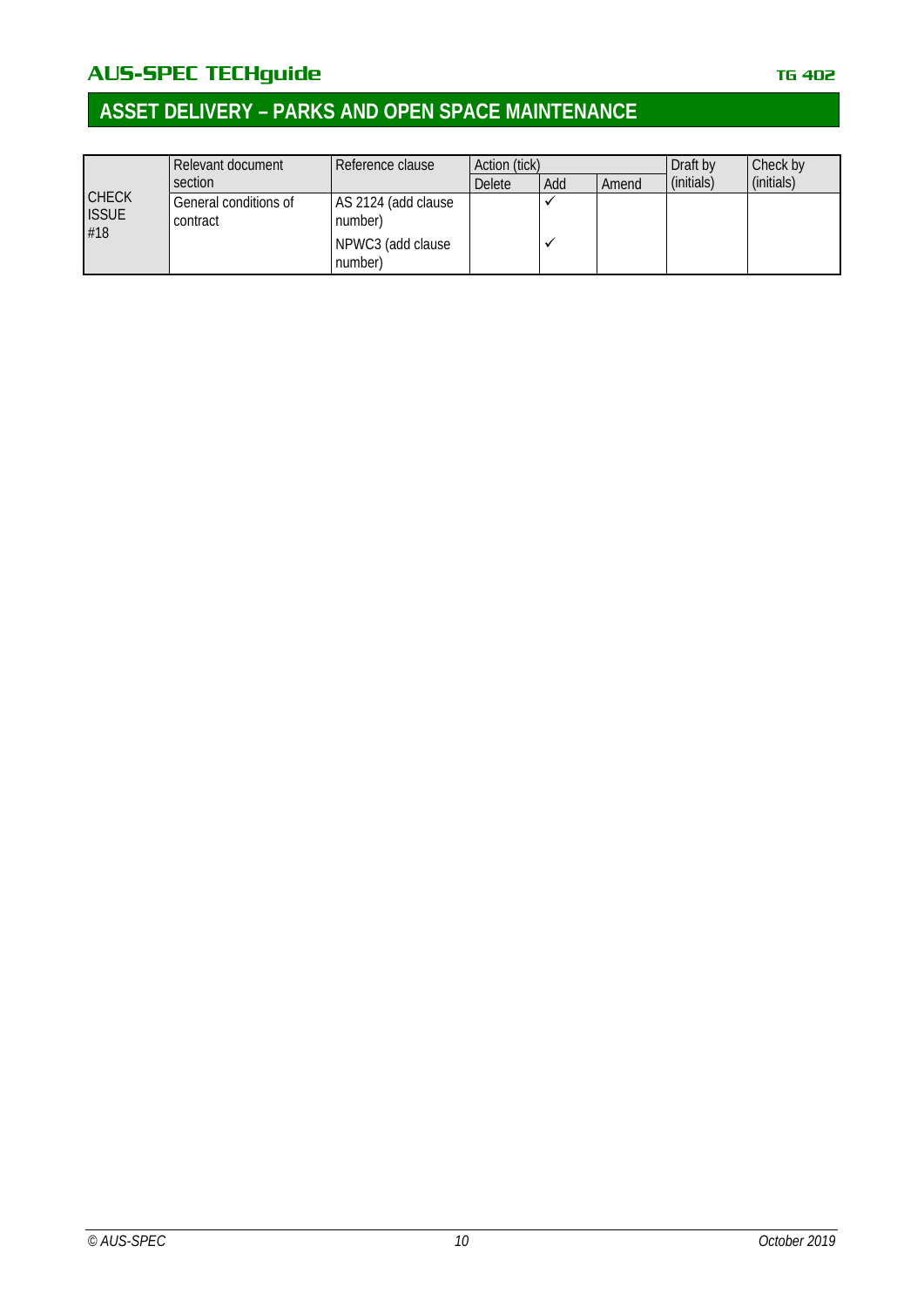| | Relevant document section | Reference clause | Action (tick) | | | Draft by (initials) | Check by (initials) |
|---|---|---|---|---|---|---|---|
| | | | Delete | Add | Amend | | |
| CHECK ISSUE #18 | General conditions of contract | AS 2124 (add clause number) | | ✓ | | | |
| | | NPWC3 (add clause number) | | ✓ | | | |